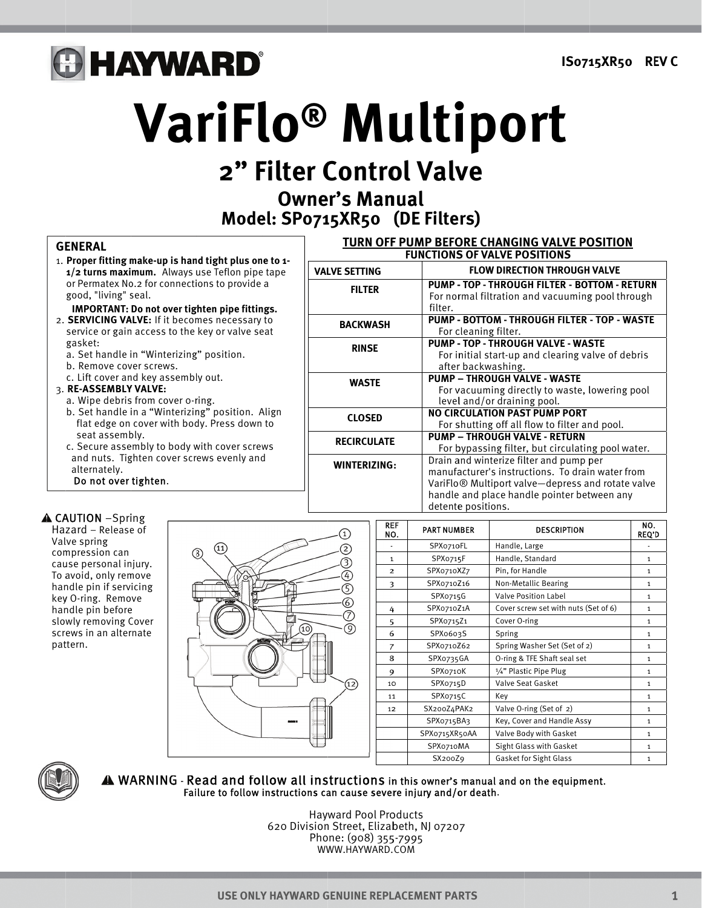IS0715XR50 REV C

# VariFlo® Multiport

## 2" Filter Control Valve

### Owner's Manual
### Model: SP0715XR50 (DE Filters)

## GENERAL

1. **Proper fitting make-up is hand tight plus one to 1-1/2 turns maximum.** Always use Teflon pipe tape or Permatex No.2 for connections to provide a good, "living" seal.

   **IMPORTANT: Do not over tighten pipe fittings.**

2. **SERVICING VALVE:** If it becomes necessary to service or gain access to the key or valve seat gasket:
   a. Set handle in "Winterizing" position.
   b. Remove cover screws.
   c. Lift cover and key assembly out.

3. **RE-ASSEMBLY VALVE:**
   a. Wipe debris from cover o-ring.
   b. Set handle in a "Winterizing" position. Align flat edge on cover with body. Press down to seat assembly.
   c. Secure assembly to body with cover screws and nuts. Tighten cover screws evenly and alternately.
   Do not over tighten.

## TURN OFF PUMP BEFORE CHANGING VALVE POSITION

### FUNCTIONS OF VALVE POSITIONS

| VALVE SETTING | FLOW DIRECTION THROUGH VALVE |
|---|---|
| FILTER | **PUMP - TOP - THROUGH FILTER - BOTTOM - RETURN** For normal filtration and vacuuming pool through filter. |
| BACKWASH | **PUMP - BOTTOM - THROUGH FILTER - TOP - WASTE** For cleaning filter. |
| RINSE | **PUMP - TOP - THROUGH VALVE - WASTE** For initial start-up and clearing valve of debris after backwashing. |
| WASTE | **PUMP – THROUGH VALVE - WASTE** For vacuuming directly to waste, lowering pool level and/or draining pool. |
| CLOSED | **NO CIRCULATION PAST PUMP PORT** For shutting off all flow to filter and pool. |
| RECIRCULATE | **PUMP – THROUGH VALVE - RETURN** For bypassing filter, but circulating pool water. |
| WINTERIZING: | Drain and winterize filter and pump per manufacturer's instructions. To drain water from VariFlo® Multiport valve—depress and rotate valve handle and place handle pointer between any detente positions. |

⚠ CAUTION –Spring Hazard – Release of Valve spring compression can cause personal injury. To avoid, only remove handle pin if servicing key O-ring. Remove handle pin before slowly removing Cover screws in an alternate pattern.

| REF NO. | PART NUMBER | DESCRIPTION | NO. REQ'D |
|---|---|---|---|
| - | SPX0710FL | Handle, Large | - |
| 1 | SPX0715F | Handle, Standard | 1 |
| 2 | SPX0710XZ7 | Pin, for Handle | 1 |
| 3 | SPX0710Z16 | Non-Metallic Bearing | 1 |
| | SPX0715G | Valve Position Label | 1 |
| 4 | SPX0710Z1A | Cover screw set with nuts (Set of 6) | 1 |
| 5 | SPX0715Z1 | Cover O-ring | 1 |
| 6 | SPX0603S | Spring | 1 |
| 7 | SPX0710Z62 | Spring Washer Set (Set of 2) | 1 |
| 8 | SPX0735GA | O-ring & TFE Shaft seal set | 1 |
| 9 | SPX0710K | ¼" Plastic Pipe Plug | 1 |
| 10 | SPX0715D | Valve Seat Gasket | 1 |
| 11 | SPX0715C | Key | 1 |
| 12 | SX200Z4PAK2 | Valve O-ring (Set of 2) | 1 |
| | SPX0715BA3 | Key, Cover and Handle Assy | 1 |
| | SPX0715XR50AA | Valve Body with Gasket | 1 |
| | SPX0710MA | Sight Glass with Gasket | 1 |
| | SX200Z9 | Gasket for Sight Glass | 1 |

⚠ WARNING - Read and follow all instructions in this owner's manual and on the equipment. Failure to follow instructions can cause severe injury and/or death.

Hayward Pool Products
620 Division Street, Elizabeth, NJ 07207
Phone: (908) 355-7995
WWW.HAYWARD.COM

USE ONLY HAYWARD GENUINE REPLACEMENT PARTS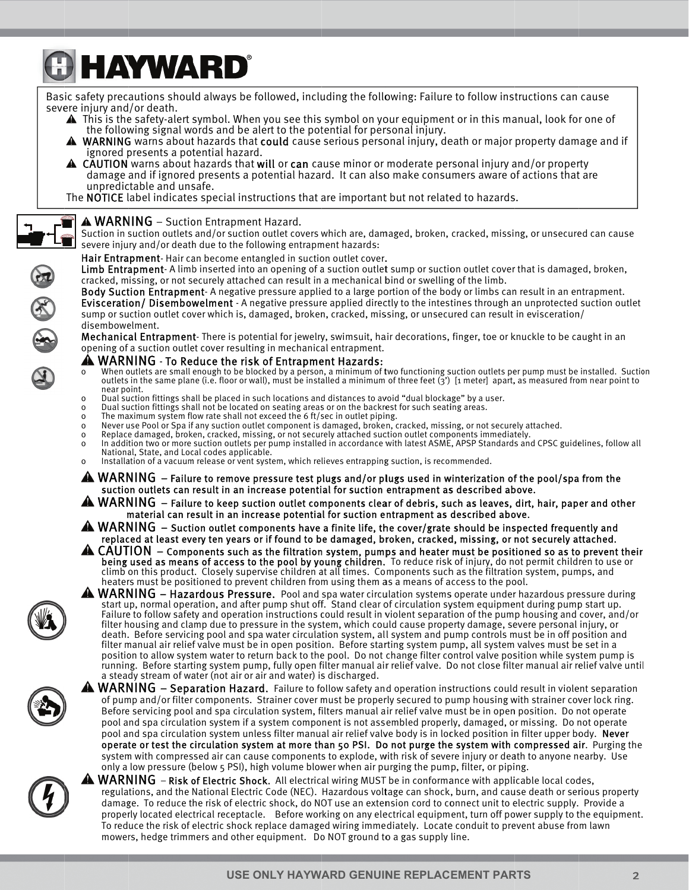# HAYWARD®

Basic safety precautions should always be followed, including the following: Failure to follow instructions can cause severe injury and/or death.

- ⚠ This is the safety-alert symbol. When you see this symbol on your equipment or in this manual, look for one of the following signal words and be alert to the potential for personal injury.
- ⚠ **WARNING** warns about hazards that **could** cause serious personal injury, death or major property damage and if ignored presents a potential hazard.
- ⚠ **CAUTION** warns about hazards that **will** or **can** cause minor or moderate personal injury and/or property damage and if ignored presents a potential hazard. It can also make consumers aware of actions that are unpredictable and unsafe.

The **NOTICE** label indicates special instructions that are important but not related to hazards.

⚠ **WARNING** – Suction Entrapment Hazard.
Suction in suction outlets and/or suction outlet covers which are, damaged, broken, cracked, missing, or unsecured can cause severe injury and/or death due to the following entrapment hazards:

**Hair Entrapment**- Hair can become entangled in suction outlet cover.
**Limb Entrapment**- A limb inserted into an opening of a suction outlet sump or suction outlet cover that is damaged, broken, cracked, missing, or not securely attached can result in a mechanical bind or swelling of the limb.
**Body Suction Entrapment**- A negative pressure applied to a large portion of the body or limbs can result in an entrapment.
**Evisceration/ Disembowelment** - A negative pressure applied directly to the intestines through an unprotected suction outlet sump or suction outlet cover which is, damaged, broken, cracked, missing, or unsecured can result in evisceration/ disembowelment.
**Mechanical Entrapment**- There is potential for jewelry, swimsuit, hair decorations, finger, toe or knuckle to be caught in an opening of a suction outlet cover resulting in mechanical entrapment.

⚠ **WARNING - To Reduce the risk of Entrapment Hazards:**

- When outlets are small enough to be blocked by a person, a minimum of two functioning suction outlets per pump must be installed. Suction outlets in the same plane (i.e. floor or wall), must be installed a minimum of three feet (3') [1 meter] apart, as measured from near point to near point.
- Dual suction fittings shall be placed in such locations and distances to avoid "dual blockage" by a user.
- Dual suction fittings shall not be located on seating areas or on the backrest for such seating areas.
- The maximum system flow rate shall not exceed the 6 ft/sec in outlet piping.
- Never use Pool or Spa if any suction outlet component is damaged, broken, cracked, missing, or not securely attached.
- Replace damaged, broken, cracked, missing, or not securely attached suction outlet components immediately.
- In addition two or more suction outlets per pump installed in accordance with latest ASME, APSP Standards and CPSC guidelines, follow all National, State, and Local codes applicable.
- Installation of a vacuum release or vent system, which relieves entrapping suction, is recommended.

⚠ **WARNING – Failure to remove pressure test plugs and/or plugs used in winterization of the pool/spa from the suction outlets can result in an increase potential for suction entrapment as described above.**

⚠ **WARNING – Failure to keep suction outlet components clear of debris, such as leaves, dirt, hair, paper and other material can result in an increase potential for suction entrapment as described above.**

⚠ **WARNING – Suction outlet components have a finite life, the cover/grate should be inspected frequently and replaced at least every ten years or if found to be damaged, broken, cracked, missing, or not securely attached.**

⚠ **CAUTION – Components such as the filtration system, pumps and heater must be positioned so as to prevent their being used as means of access to the pool by young children.** To reduce risk of injury, do not permit children to use or climb on this product. Closely supervise children at all times. Components such as the filtration system, pumps, and heaters must be positioned to prevent children from using them as a means of access to the pool.

⚠ **WARNING – Hazardous Pressure.** Pool and spa water circulation systems operate under hazardous pressure during start up, normal operation, and after pump shut off. Stand clear of circulation system equipment during pump start up. Failure to follow safety and operation instructions could result in violent separation of the pump housing and cover, and/or filter housing and clamp due to pressure in the system, which could cause property damage, severe personal injury, or death. Before servicing pool and spa water circulation system, all system and pump controls must be in off position and filter manual air relief valve must be in open position. Before starting system pump, all system valves must be set in a position to allow system water to return back to the pool. Do not change filter control valve position while system pump is running. Before starting system pump, fully open filter manual air relief valve. Do not close filter manual air relief valve until a steady stream of water (not air or air and water) is discharged.

⚠ **WARNING – Separation Hazard.** Failure to follow safety and operation instructions could result in violent separation of pump and/or filter components. Strainer cover must be properly secured to pump housing with strainer cover lock ring. Before servicing pool and spa circulation system, filters manual air relief valve must be in open position. Do not operate pool and spa circulation system if a system component is not assembled properly, damaged, or missing. Do not operate pool and spa circulation system unless filter manual air relief valve body is in locked position in filter upper body. **Never operate or test the circulation system at more than 50 PSI. Do not purge the system with compressed air**. Purging the system with compressed air can cause components to explode, with risk of severe injury or death to anyone nearby. Use only a low pressure (below 5 PSI), high volume blower when air purging the pump, filter, or piping.

⚠ **WARNING – Risk of Electric Shock.** All electrical wiring MUST be in conformance with applicable local codes, regulations, and the National Electric Code (NEC). Hazardous voltage can shock, burn, and cause death or serious property damage. To reduce the risk of electric shock, do NOT use an extension cord to connect unit to electric supply. Provide a properly located electrical receptacle. Before working on any electrical equipment, turn off power supply to the equipment. To reduce the risk of electric shock replace damaged wiring immediately. Locate conduit to prevent abuse from lawn mowers, hedge trimmers and other equipment. Do NOT ground to a gas supply line.

USE ONLY HAYWARD GENUINE REPLACEMENT PARTS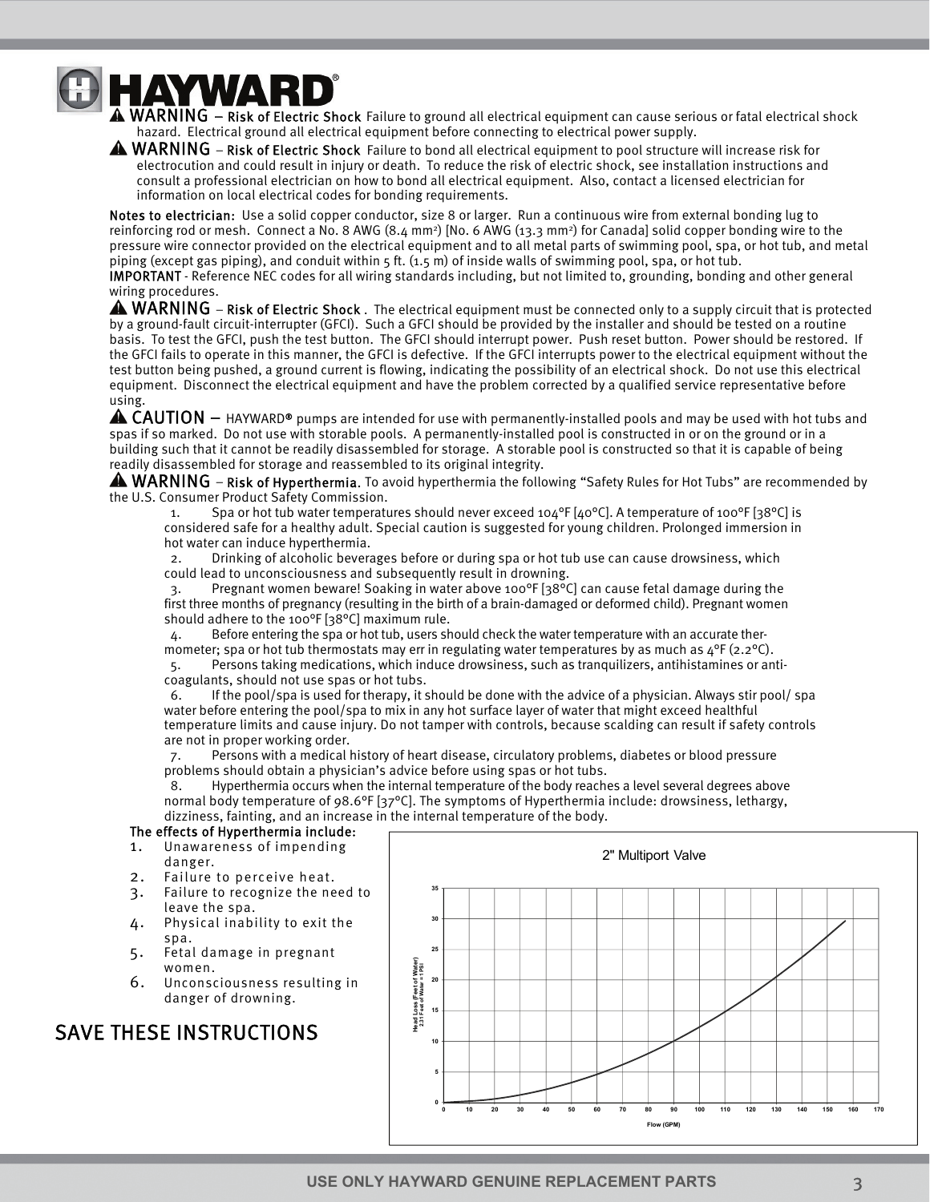**HAYWARD®**

⚠ **WARNING – Risk of Electric Shock** Failure to ground all electrical equipment can cause serious or fatal electrical shock hazard. Electrical ground all electrical equipment before connecting to electrical power supply.

⚠ **WARNING – Risk of Electric Shock** Failure to bond all electrical equipment to pool structure will increase risk for electrocution and could result in injury or death. To reduce the risk of electric shock, see installation instructions and consult a professional electrician on how to bond all electrical equipment. Also, contact a licensed electrician for information on local electrical codes for bonding requirements.

**Notes to electrician:** Use a solid copper conductor, size 8 or larger. Run a continuous wire from external bonding lug to reinforcing rod or mesh. Connect a No. 8 AWG (8.4 $mm^2$) [No. 6 AWG (13.3 $mm^2$) for Canada] solid copper bonding wire to the pressure wire connector provided on the electrical equipment and to all metal parts of swimming pool, spa, or hot tub, and metal piping (except gas piping), and conduit within 5 ft. (1.5 m) of inside walls of swimming pool, spa, or hot tub.

**IMPORTANT** - Reference NEC codes for all wiring standards including, but not limited to, grounding, bonding and other general wiring procedures.

⚠ **WARNING – Risk of Electric Shock**. The electrical equipment must be connected only to a supply circuit that is protected by a ground-fault circuit-interrupter (GFCI). Such a GFCI should be provided by the installer and should be tested on a routine basis. To test the GFCI, push the test button. The GFCI should interrupt power. Push reset button. Power should be restored. If the GFCI fails to operate in this manner, the GFCI is defective. If the GFCI interrupts power to the electrical equipment without the test button being pushed, a ground current is flowing, indicating the possibility of an electrical shock. Do not use this electrical equipment. Disconnect the electrical equipment and have the problem corrected by a qualified service representative before using.

⚠ **CAUTION –** HAYWARD® pumps are intended for use with permanently-installed pools and may be used with hot tubs and spas if so marked. Do not use with storable pools. A permanently-installed pool is constructed in or on the ground or in a building such that it cannot be readily disassembled for storage. A storable pool is constructed so that it is capable of being readily disassembled for storage and reassembled to its original integrity.

⚠ **WARNING – Risk of Hyperthermia.** To avoid hyperthermia the following "Safety Rules for Hot Tubs" are recommended by the U.S. Consumer Product Safety Commission.

1. Spa or hot tub water temperatures should never exceed 104°F [40°C]. A temperature of 100°F [38°C] is considered safe for a healthy adult. Special caution is suggested for young children. Prolonged immersion in hot water can induce hyperthermia.
2. Drinking of alcoholic beverages before or during spa or hot tub use can cause drowsiness, which could lead to unconsciousness and subsequently result in drowning.
3. Pregnant women beware! Soaking in water above 100°F [38°C] can cause fetal damage during the first three months of pregnancy (resulting in the birth of a brain-damaged or deformed child). Pregnant women should adhere to the 100°F [38°C] maximum rule.
4. Before entering the spa or hot tub, users should check the water temperature with an accurate thermometer; spa or hot tub thermostats may err in regulating water temperatures by as much as 4°F (2.2°C).
5. Persons taking medications, which induce drowsiness, such as tranquilizers, antihistamines or anti-coagulants, should not use spas or hot tubs.
6. If the pool/spa is used for therapy, it should be done with the advice of a physician. Always stir pool/ spa water before entering the pool/spa to mix in any hot surface layer of water that might exceed healthful temperature limits and cause injury. Do not tamper with controls, because scalding can result if safety controls are not in proper working order.
7. Persons with a medical history of heart disease, circulatory problems, diabetes or blood pressure problems should obtain a physician's advice before using spas or hot tubs.
8. Hyperthermia occurs when the internal temperature of the body reaches a level several degrees above normal body temperature of 98.6°F [37°C]. The symptoms of Hyperthermia include: drowsiness, lethargy, dizziness, fainting, and an increase in the internal temperature of the body.

**The effects of Hyperthermia include:**

1. Unawareness of impending danger.
2. Failure to perceive heat.
3. Failure to recognize the need to leave the spa.
4. Physical inability to exit the spa.
5. Fetal damage in pregnant women.
6. Unconsciousness resulting in danger of drowning.

## SAVE THESE INSTRUCTIONS

**2" Multiport Valve**

Head Loss (Feet of Water) 2.31 Feet of Water = 1 PSI vs. Flow (GPM)

USE ONLY HAYWARD GENUINE REPLACEMENT PARTS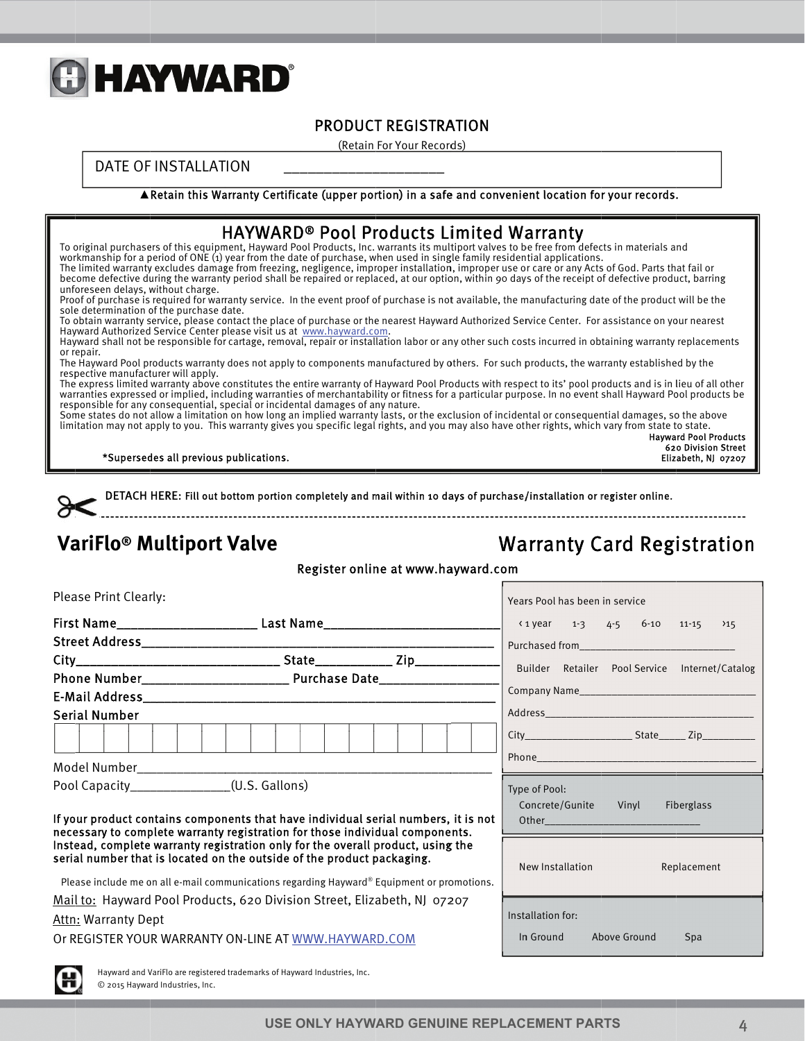HAYWARD®

## PRODUCT REGISTRATION

(Retain For Your Records)

DATE OF INSTALLATION ____________________

▲Retain this Warranty Certificate (upper portion) in a safe and convenient location for your records.

## HAYWARD® Pool Products Limited Warranty

To original purchasers of this equipment, Hayward Pool Products, Inc. warrants its multiport valves to be free from defects in materials and workmanship for a period of ONE (1) year from the date of purchase, when used in single family residential applications.
The limited warranty excludes damage from freezing, negligence, improper installation, improper use or care or any Acts of God. Parts that fail or become defective during the warranty period shall be repaired or replaced, at our option, within 90 days of the receipt of defective product, barring unforeseen delays, without charge.
Proof of purchase is required for warranty service. In the event proof of purchase is not available, the manufacturing date of the product will be the sole determination of the purchase date.
To obtain warranty service, please contact the place of purchase or the nearest Hayward Authorized Service Center. For assistance on your nearest Hayward Authorized Service Center please visit us at www.hayward.com.
Hayward shall not be responsible for cartage, removal, repair or installation labor or any other such costs incurred in obtaining warranty replacements or repair.
The Hayward Pool products warranty does not apply to components manufactured by others. For such products, the warranty established by the respective manufacturer will apply.
The express limited warranty above constitutes the entire warranty of Hayward Pool Products with respect to its' pool products and is in lieu of all other warranties expressed or implied, including warranties of merchantability or fitness for a particular purpose. In no event shall Hayward Pool products be responsible for any consequential, special or incidental damages of any nature.
Some states do not allow a limitation on how long an implied warranty lasts, or the exclusion of incidental or consequential damages, so the above limitation may not apply to you. This warranty gives you specific legal rights, and you may also have other rights, which vary from state to state.

Hayward Pool Products
620 Division Street
Elizabeth, NJ 07207

*Supersedes all previous publications.

DETACH HERE: Fill out bottom portion completely and mail within 10 days of purchase/installation or register online.

---

## VariFlo® Multiport Valve — Warranty Card Registration

Register online at www.hayward.com

Please Print Clearly:

First Name____________________ Last Name_________________________
Street Address______________________________________________
City___________________________ State__________ Zip__________
Phone Number____________________ Purchase Date_______________
E-Mail Address______________________________________________
Serial Number

| | | | | | | | | | | | | | | | | | |
|---|---|---|---|---|---|---|---|---|---|---|---|---|---|---|---|---|---|
| | | | | | | | | | | | | | | | | | |

Model Number_______________________________________________
Pool Capacity_____________(U.S. Gallons)

**If your product contains components that have individual serial numbers, it is not necessary to complete warranty registration for those individual components. Instead, complete warranty registration only for the overall product, using the serial number that is located on the outside of the product packaging.**

Please include me on all e-mail communications regarding Hayward® Equipment or promotions.

Mail to: Hayward Pool Products, 620 Division Street, Elizabeth, NJ 07207
Attn: Warranty Dept
Or REGISTER YOUR WARRANTY ON-LINE AT WWW.HAYWARD.COM

Years Pool has been in service
< 1 year 1-3 4-5 6-10 11-15 >15

Purchased from___________________________
Builder Retailer Pool Service Internet/Catalog

Company Name______________________________
Address___________________________________
City__________________ State_____ Zip_________
Phone_____________________________________

Type of Pool:
Concrete/Gunite Vinyl Fiberglass
Other___________________________

New Installation Replacement

Installation for:
In Ground Above Ground Spa

Hayward and VariFlo are registered trademarks of Hayward Industries, Inc.
© 2015 Hayward Industries, Inc.

USE ONLY HAYWARD GENUINE REPLACEMENT PARTS